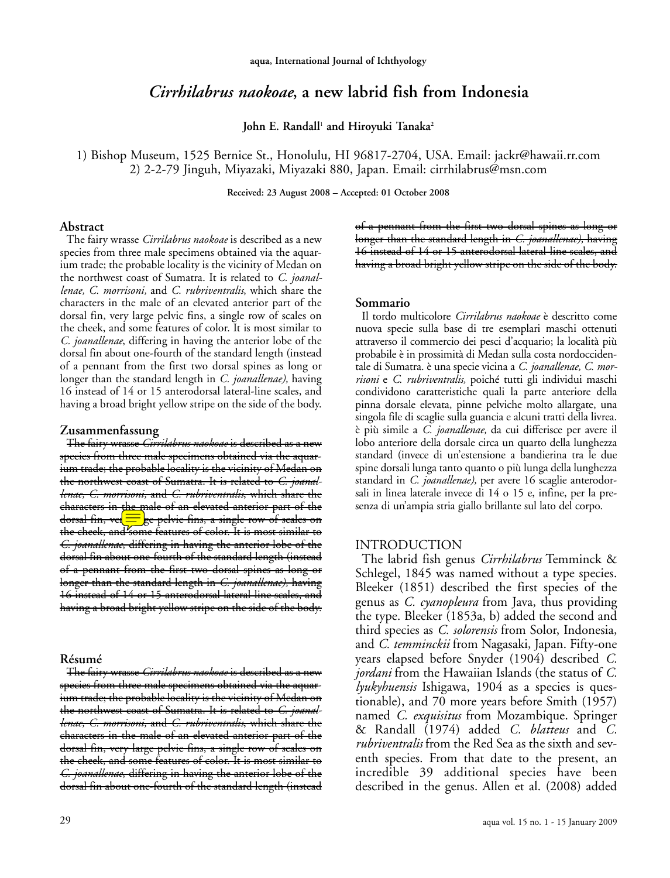# *Cirrhilabrus naokoae*, a new labrid fish from Indonesia

**John E. Randall[1] and Hiroyuki Tanaka[2]**

1) Bishop Museum, 1525 Bernice St., Honolulu, HI 96817-2704, USA. Email: jackr@hawaii.rr.com
2) 2-2-79 Jinguh, Miyazaki, Miyazaki 880, Japan. Email: cirrhilabrus@msn.com

**Received: 23 August 2008 – Accepted: 01 October 2008**

## Abstract

The fairy wrasse *Cirrilabrus naokoae* is described as a new species from three male specimens obtained via the aquarium trade; the probable locality is the vicinity of Medan on the northwest coast of Sumatra. It is related to *C. joanallenae, C. morrisoni,* and *C. rubriventralis,* which share the characters in the male of an elevated anterior part of the dorsal fin, very large pelvic fins, a single row of scales on the cheek, and some features of color. It is most similar to *C. joanallenae*, differing in having the anterior lobe of the dorsal fin about one-fourth of the standard length (instead of a pennant from the first two dorsal spines as long or longer than the standard length in *C. joanallenae),* having 16 instead of 14 or 15 anterodorsal lateral-line scales, and having a broad bright yellow stripe on the side of the body.

## Zusammenfassung

~~The fairy wrasse *Cirrilabrus naokoae* is described as a new species from three male specimens obtained via the aquarium trade; the probable locality is the vicinity of Medan on the northwest coast of Sumatra. It is related to *C. joanallenae, C. morrisoni,* and *C. rubriventralis,* which share the characters in the male of an elevated anterior part of the dorsal fin, very large pelvic fins, a single row of scales on the cheek, and some features of color. It is most similar to *C. joanallenae*, differing in having the anterior lobe of the dorsal fin about one-fourth of the standard length (instead of a pennant from the first two dorsal spines as long or longer than the standard length in *C. joanallenae),* having 16 instead of 14 or 15 anterodorsal lateral-line scales, and having a broad bright yellow stripe on the side of the body.~~

## Résumé

~~The fairy wrasse *Cirrilabrus naokoae* is described as a new species from three male specimens obtained via the aquarium trade; the probable locality is the vicinity of Medan on the northwest coast of Sumatra. It is related to *C. joanallenae, C. morrisoni,* and *C. rubriventralis,* which share the characters in the male of an elevated anterior part of the dorsal fin, very large pelvic fins, a single row of scales on the cheek, and some features of color. It is most similar to *C. joanallenae*, differing in having the anterior lobe of the dorsal fin about one-fourth of the standard length (instead of a pennant from the first two dorsal spines as long or longer than the standard length in *C. joanallenae),* having 16 instead of 14 or 15 anterodorsal lateral-line scales, and having a broad bright yellow stripe on the side of the body.~~

## Sommario

Il tordo multicolore *Cirrilabrus naokoae* è descritto come nuova specie sulla base di tre esemplari maschi ottenuti attraverso il commercio dei pesci d'acquario; la località più probabile è in prossimità di Medan sulla costa nordoccidentale di Sumatra. è una specie vicina a *C. joanallenae, C. morrisoni* e *C. rubriventralis,* poiché tutti gli individui maschi condividono caratteristiche quali la parte anteriore della pinna dorsale elevata, pinne pelviche molto allargate, una singola file di scaglie sulla guancia e alcuni tratti della livrea. è più simile a *C. joanallenae,* da cui differisce per avere il lobo anteriore della dorsale circa un quarto della lunghezza standard (invece di un'estensione a bandierina tra le due spine dorsali lunga tanto quanto o più lunga della lunghezza standard in *C. joanallenae),* per avere 16 scaglie anterodorsali in linea laterale invece di 14 o 15 e, infine, per la presenza di un'ampia stria giallo brillante sul lato del corpo.

## INTRODUCTION

The labrid fish genus *Cirrhilabrus* Temminck & Schlegel, 1845 was named without a type species. Bleeker (1851) described the first species of the genus as *C. cyanopleura* from Java, thus providing the type. Bleeker (1853a, b) added the second and third species as *C. solorensis* from Solor, Indonesia, and *C. temminckii* from Nagasaki, Japan. Fifty-one years elapsed before Snyder (1904) described *C. jordani* from the Hawaiian Islands (the status of *C. lyukyhuensis* Ishigawa, 1904 as a species is questionable), and 70 more years before Smith (1957) named *C. exquisitus* from Mozambique. Springer & Randall (1974) added *C. blatteus* and *C. rubriventralis* from the Red Sea as the sixth and seventh species. From that date to the present, an incredible 39 additional species have been described in the genus. Allen et al. (2008) added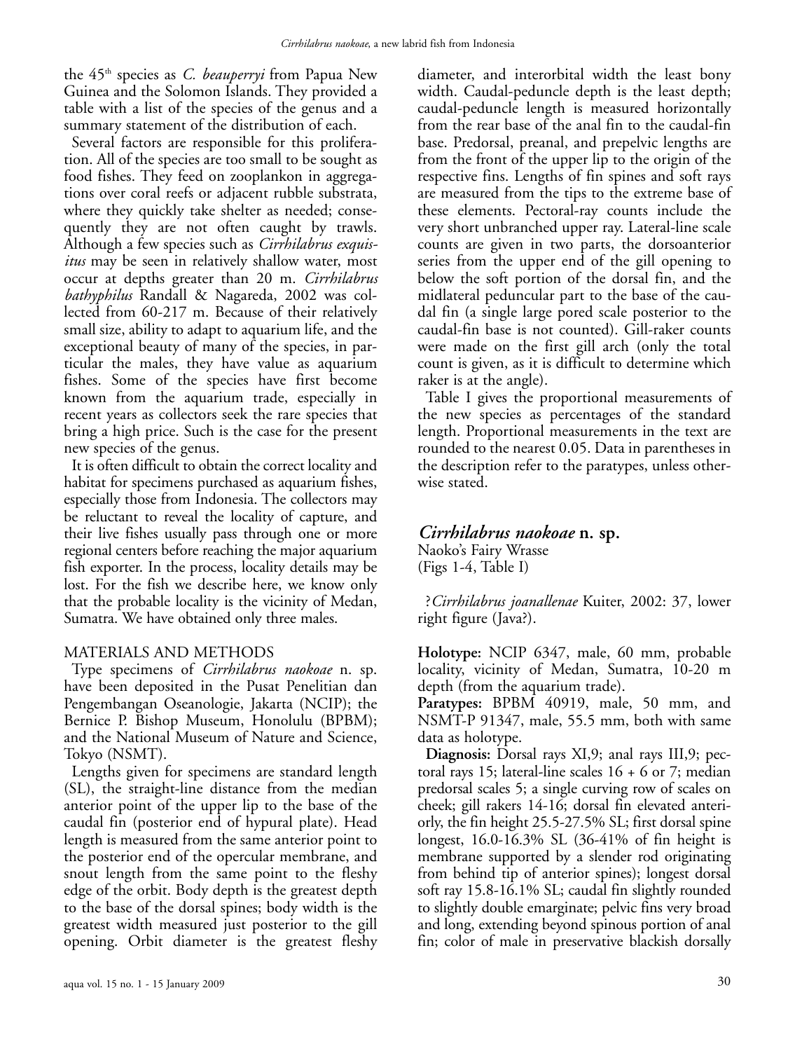the 45th species as *C. beauperryi* from Papua New Guinea and the Solomon Islands. They provided a table with a list of the species of the genus and a summary statement of the distribution of each.

Several factors are responsible for this proliferation. All of the species are too small to be sought as food fishes. They feed on zooplankon in aggregations over coral reefs or adjacent rubble substrata, where they quickly take shelter as needed; consequently they are not often caught by trawls. Although a few species such as *Cirrhilabrus exquisitus* may be seen in relatively shallow water, most occur at depths greater than 20 m. *Cirrhilabrus bathyphilus* Randall & Nagareda, 2002 was collected from 60-217 m. Because of their relatively small size, ability to adapt to aquarium life, and the exceptional beauty of many of the species, in particular the males, they have value as aquarium fishes. Some of the species have first become known from the aquarium trade, especially in recent years as collectors seek the rare species that bring a high price. Such is the case for the present new species of the genus.

It is often difficult to obtain the correct locality and habitat for specimens purchased as aquarium fishes, especially those from Indonesia. The collectors may be reluctant to reveal the locality of capture, and their live fishes usually pass through one or more regional centers before reaching the major aquarium fish exporter. In the process, locality details may be lost. For the fish we describe here, we know only that the probable locality is the vicinity of Medan, Sumatra. We have obtained only three males.

## MATERIALS AND METHODS

Type specimens of *Cirrhilabrus naokoae* n. sp. have been deposited in the Pusat Penelitian dan Pengembangan Oseanologie, Jakarta (NCIP); the Bernice P. Bishop Museum, Honolulu (BPBM); and the National Museum of Nature and Science, Tokyo (NSMT).

Lengths given for specimens are standard length (SL), the straight-line distance from the median anterior point of the upper lip to the base of the caudal fin (posterior end of hypural plate). Head length is measured from the same anterior point to the posterior end of the opercular membrane, and snout length from the same point to the fleshy edge of the orbit. Body depth is the greatest depth to the base of the dorsal spines; body width is the greatest width measured just posterior to the gill opening. Orbit diameter is the greatest fleshy diameter, and interorbital width the least bony width. Caudal-peduncle depth is the least depth; caudal-peduncle length is measured horizontally from the rear base of the anal fin to the caudal-fin base. Predorsal, preanal, and prepelvic lengths are from the front of the upper lip to the origin of the respective fins. Lengths of fin spines and soft rays are measured from the tips to the extreme base of these elements. Pectoral-ray counts include the very short unbranched upper ray. Lateral-line scale counts are given in two parts, the dorsoanterior series from the upper end of the gill opening to below the soft portion of the dorsal fin, and the midlateral peduncular part to the base of the caudal fin (a single large pored scale posterior to the caudal-fin base is not counted). Gill-raker counts were made on the first gill arch (only the total count is given, as it is difficult to determine which raker is at the angle).

Table I gives the proportional measurements of the new species as percentages of the standard length. Proportional measurements in the text are rounded to the nearest 0.05. Data in parentheses in the description refer to the paratypes, unless otherwise stated.

## *Cirrhilabrus naokoae* n. sp.

Naoko's Fairy Wrasse
(Figs 1-4, Table I)

?*Cirrhilabrus joanallenae* Kuiter, 2002: 37, lower right figure (Java?).

**Holotype:** NCIP 6347, male, 60 mm, probable locality, vicinity of Medan, Sumatra, 10-20 m depth (from the aquarium trade).

**Paratypes:** BPBM 40919, male, 50 mm, and NSMT-P 91347, male, 55.5 mm, both with same data as holotype.

**Diagnosis:** Dorsal rays XI,9; anal rays III,9; pectoral rays 15; lateral-line scales 16 + 6 or 7; median predorsal scales 5; a single curving row of scales on cheek; gill rakers 14-16; dorsal fin elevated anteriorly, the fin height 25.5-27.5% SL; first dorsal spine longest, 16.0-16.3% SL (36-41% of fin height is membrane supported by a slender rod originating from behind tip of anterior spines); longest dorsal soft ray 15.8-16.1% SL; caudal fin slightly rounded to slightly double emarginate; pelvic fins very broad and long, extending beyond spinous portion of anal fin; color of male in preservative blackish dorsally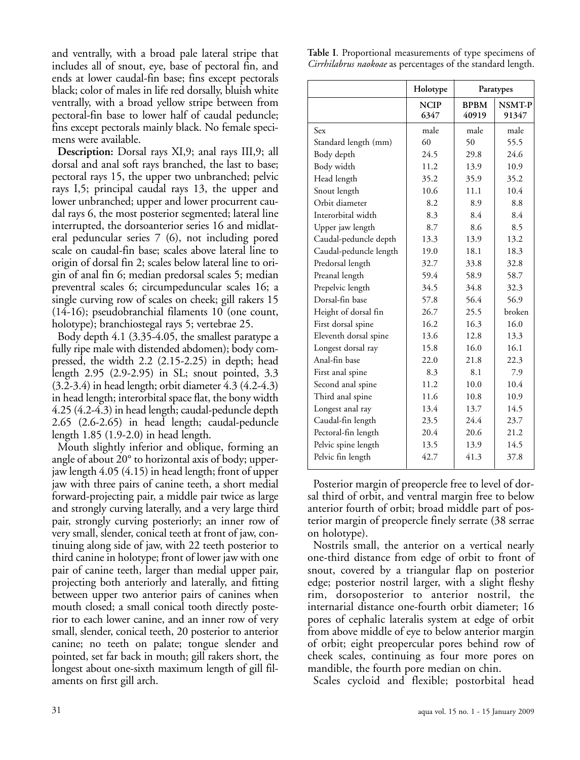and ventrally, with a broad pale lateral stripe that includes all of snout, eye, base of pectoral fin, and ends at lower caudal-fin base; fins except pectorals black; color of males in life red dorsally, bluish white ventrally, with a broad yellow stripe between from pectoral-fin base to lower half of caudal peduncle; fins except pectorals mainly black. No female specimens were available.

**Description:** Dorsal rays XI,9; anal rays III,9; all dorsal and anal soft rays branched, the last to base; pectoral rays 15, the upper two unbranched; pelvic rays I,5; principal caudal rays 13, the upper and lower unbranched; upper and lower procurrent caudal rays 6, the most posterior segmented; lateral line interrupted, the dorsoanterior series 16 and midlateral peduncular series 7 (6), not including pored scale on caudal-fin base; scales above lateral line to origin of dorsal fin 2; scales below lateral line to origin of anal fin 6; median predorsal scales 5; median preventral scales 6; circumpeduncular scales 16; a single curving row of scales on cheek; gill rakers 15 (14-16); pseudobranchial filaments 10 (one count, holotype); branchiostegal rays 5; vertebrae 25.

Body depth 4.1 (3.35-4.05, the smallest paratype a fully ripe male with distended abdomen); body compressed, the width 2.2 (2.15-2.25) in depth; head length 2.95 (2.9-2.95) in SL; snout pointed, 3.3 (3.2-3.4) in head length; orbit diameter 4.3 (4.2-4.3) in head length; interorbital space flat, the bony width 4.25 (4.2-4.3) in head length; caudal-peduncle depth 2.65 (2.6-2.65) in head length; caudal-peduncle length 1.85 (1.9-2.0) in head length.

Mouth slightly inferior and oblique, forming an angle of about 20° to horizontal axis of body; upper-jaw length 4.05 (4.15) in head length; front of upper jaw with three pairs of canine teeth, a short medial forward-projecting pair, a middle pair twice as large and strongly curving laterally, and a very large third pair, strongly curving posteriorly; an inner row of very small, slender, conical teeth at front of jaw, continuing along side of jaw, with 22 teeth posterior to third canine in holotype; front of lower jaw with one pair of canine teeth, larger than medial upper pair, projecting both anteriorly and laterally, and fitting between upper two anterior pairs of canines when mouth closed; a small conical tooth directly posterior to each lower canine, and an inner row of very small, slender, conical teeth, 20 posterior to anterior canine; no teeth on palate; tongue slender and pointed, set far back in mouth; gill rakers short, the longest about one-sixth maximum length of gill filaments on first gill arch.

**Table I**. Proportional measurements of type specimens of *Cirrhilabrus naokoae* as percentages of the standard length.

| | Holotype | Paratypes | |
|---|---|---|---|
| | NCIP 6347 | BPBM 40919 | NSMT-P 91347 |
| Sex | male | male | male |
| Standard length (mm) | 60 | 50 | 55.5 |
| Body depth | 24.5 | 29.8 | 24.6 |
| Body width | 11.2 | 13.9 | 10.9 |
| Head length | 35.2 | 35.9 | 35.2 |
| Snout length | 10.6 | 11.1 | 10.4 |
| Orbit diameter | 8.2 | 8.9 | 8.8 |
| Interorbital width | 8.3 | 8.4 | 8.4 |
| Upper jaw length | 8.7 | 8.6 | 8.5 |
| Caudal-peduncle depth | 13.3 | 13.9 | 13.2 |
| Caudal-peduncle length | 19.0 | 18.1 | 18.3 |
| Predorsal length | 32.7 | 33.8 | 32.8 |
| Preanal length | 59.4 | 58.9 | 58.7 |
| Prepelvic length | 34.5 | 34.8 | 32.3 |
| Dorsal-fin base | 57.8 | 56.4 | 56.9 |
| Height of dorsal fin | 26.7 | 25.5 | broken |
| First dorsal spine | 16.2 | 16.3 | 16.0 |
| Eleventh dorsal spine | 13.6 | 12.8 | 13.3 |
| Longest dorsal ray | 15.8 | 16.0 | 16.1 |
| Anal-fin base | 22.0 | 21.8 | 22.3 |
| First anal spine | 8.3 | 8.1 | 7.9 |
| Second anal spine | 11.2 | 10.0 | 10.4 |
| Third anal spine | 11.6 | 10.8 | 10.9 |
| Longest anal ray | 13.4 | 13.7 | 14.5 |
| Caudal-fin length | 23.5 | 24.4 | 23.7 |
| Pectoral-fin length | 20.4 | 20.6 | 21.2 |
| Pelvic spine length | 13.5 | 13.9 | 14.5 |
| Pelvic fin length | 42.7 | 41.3 | 37.8 |

Posterior margin of preopercle free to level of dorsal third of orbit, and ventral margin free to below anterior fourth of orbit; broad middle part of posterior margin of preopercle finely serrate (38 serrae on holotype).

Nostrils small, the anterior on a vertical nearly one-third distance from edge of orbit to front of snout, covered by a triangular flap on posterior edge; posterior nostril larger, with a slight fleshy rim, dorsoposterior to anterior nostril, the internarial distance one-fourth orbit diameter; 16 pores of cephalic lateralis system at edge of orbit from above middle of eye to below anterior margin of orbit; eight preopercular pores behind row of cheek scales, continuing as four more pores on mandible, the fourth pore median on chin.

Scales cycloid and flexible; postorbital head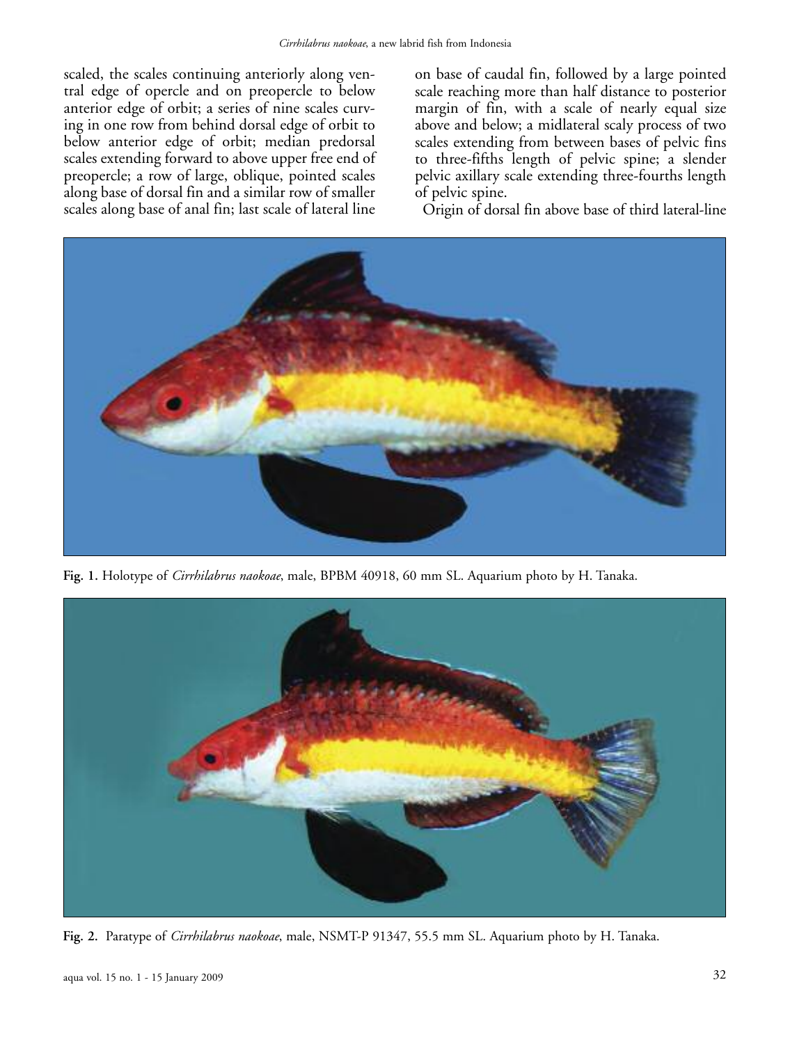scaled, the scales continuing anteriorly along ventral edge of opercle and on preopercle to below anterior edge of orbit; a series of nine scales curving in one row from behind dorsal edge of orbit to below anterior edge of orbit; median predorsal scales extending forward to above upper free end of preopercle; a row of large, oblique, pointed scales along base of dorsal fin and a similar row of smaller scales along base of anal fin; last scale of lateral line on base of caudal fin, followed by a large pointed scale reaching more than half distance to posterior margin of fin, with a scale of nearly equal size above and below; a midlateral scaly process of two scales extending from between bases of pelvic fins to three-fifths length of pelvic spine; a slender pelvic axillary scale extending three-fourths length of pelvic spine.

Origin of dorsal fin above base of third lateral-line

**Fig. 1.** Holotype of *Cirrhilabrus naokoae*, male, BPBM 40918, 60 mm SL. Aquarium photo by H. Tanaka.

**Fig. 2.** Paratype of *Cirrhilabrus naokoae*, male, NSMT-P 91347, 55.5 mm SL. Aquarium photo by H. Tanaka.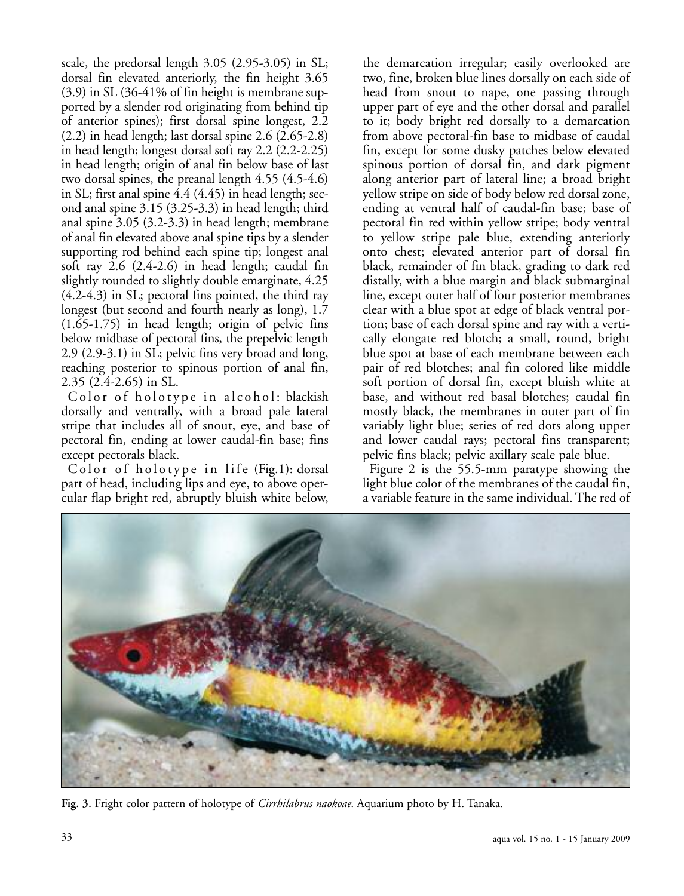scale, the predorsal length 3.05 (2.95-3.05) in SL; dorsal fin elevated anteriorly, the fin height 3.65 (3.9) in SL (36-41% of fin height is membrane supported by a slender rod originating from behind tip of anterior spines); first dorsal spine longest, 2.2 (2.2) in head length; last dorsal spine 2.6 (2.65-2.8) in head length; longest dorsal soft ray 2.2 (2.2-2.25) in head length; origin of anal fin below base of last two dorsal spines, the preanal length 4.55 (4.5-4.6) in SL; first anal spine 4.4 (4.45) in head length; second anal spine 3.15 (3.25-3.3) in head length; third anal spine 3.05 (3.2-3.3) in head length; membrane of anal fin elevated above anal spine tips by a slender supporting rod behind each spine tip; longest anal soft ray 2.6 (2.4-2.6) in head length; caudal fin slightly rounded to slightly double emarginate, 4.25 (4.2-4.3) in SL; pectoral fins pointed, the third ray longest (but second and fourth nearly as long), 1.7 (1.65-1.75) in head length; origin of pelvic fins below midbase of pectoral fins, the prepelvic length 2.9 (2.9-3.1) in SL; pelvic fins very broad and long, reaching posterior to spinous portion of anal fin, 2.35 (2.4-2.65) in SL.

Color of holotype in alcohol: blackish dorsally and ventrally, with a broad pale lateral stripe that includes all of snout, eye, and base of pectoral fin, ending at lower caudal-fin base; fins except pectorals black.

Color of holotype in life (Fig.1): dorsal part of head, including lips and eye, to above opercular flap bright red, abruptly bluish white below, the demarcation irregular; easily overlooked are two, fine, broken blue lines dorsally on each side of head from snout to nape, one passing through upper part of eye and the other dorsal and parallel to it; body bright red dorsally to a demarcation from above pectoral-fin base to midbase of caudal fin, except for some dusky patches below elevated spinous portion of dorsal fin, and dark pigment along anterior part of lateral line; a broad bright yellow stripe on side of body below red dorsal zone, ending at ventral half of caudal-fin base; base of pectoral fin red within yellow stripe; body ventral to yellow stripe pale blue, extending anteriorly onto chest; elevated anterior part of dorsal fin black, remainder of fin black, grading to dark red distally, with a blue margin and black submarginal line, except outer half of four posterior membranes clear with a blue spot at edge of black ventral portion; base of each dorsal spine and ray with a vertically elongate red blotch; a small, round, bright blue spot at base of each membrane between each pair of red blotches; anal fin colored like middle soft portion of dorsal fin, except bluish white at base, and without red basal blotches; caudal fin mostly black, the membranes in outer part of fin variably light blue; series of red dots along upper and lower caudal rays; pectoral fins transparent; pelvic fins black; pelvic axillary scale pale blue.

Figure 2 is the 55.5-mm paratype showing the light blue color of the membranes of the caudal fin, a variable feature in the same individual. The red of

**Fig. 3.** Fright color pattern of holotype of *Cirrhilabrus naokoae*. Aquarium photo by H. Tanaka.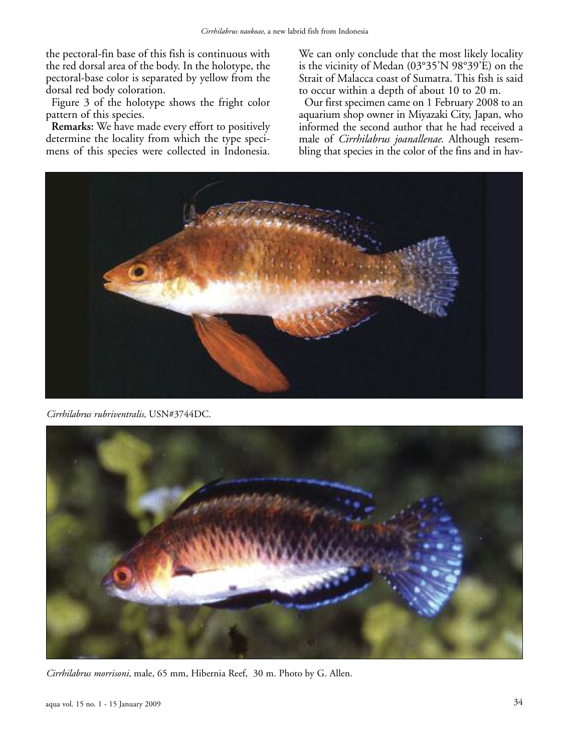the pectoral-fin base of this fish is continuous with the red dorsal area of the body. In the holotype, the pectoral-base color is separated by yellow from the dorsal red body coloration.

Figure 3 of the holotype shows the fright color pattern of this species.

**Remarks:** We have made every effort to positively determine the locality from which the type specimens of this species were collected in Indonesia. We can only conclude that the most likely locality is the vicinity of Medan (03°35'N 98°39'E) on the Strait of Malacca coast of Sumatra. This fish is said to occur within a depth of about 10 to 20 m.

Our first specimen came on 1 February 2008 to an aquarium shop owner in Miyazaki City, Japan, who informed the second author that he had received a male of *Cirrhilabrus joanallenae*. Although resembling that species in the color of the fins and in hav-

*Cirrhilabrus rubriventralis,* USN#3744DC.

*Cirrhilabrus morrisoni,* male, 65 mm, Hibernia Reef, 30 m. Photo by G. Allen.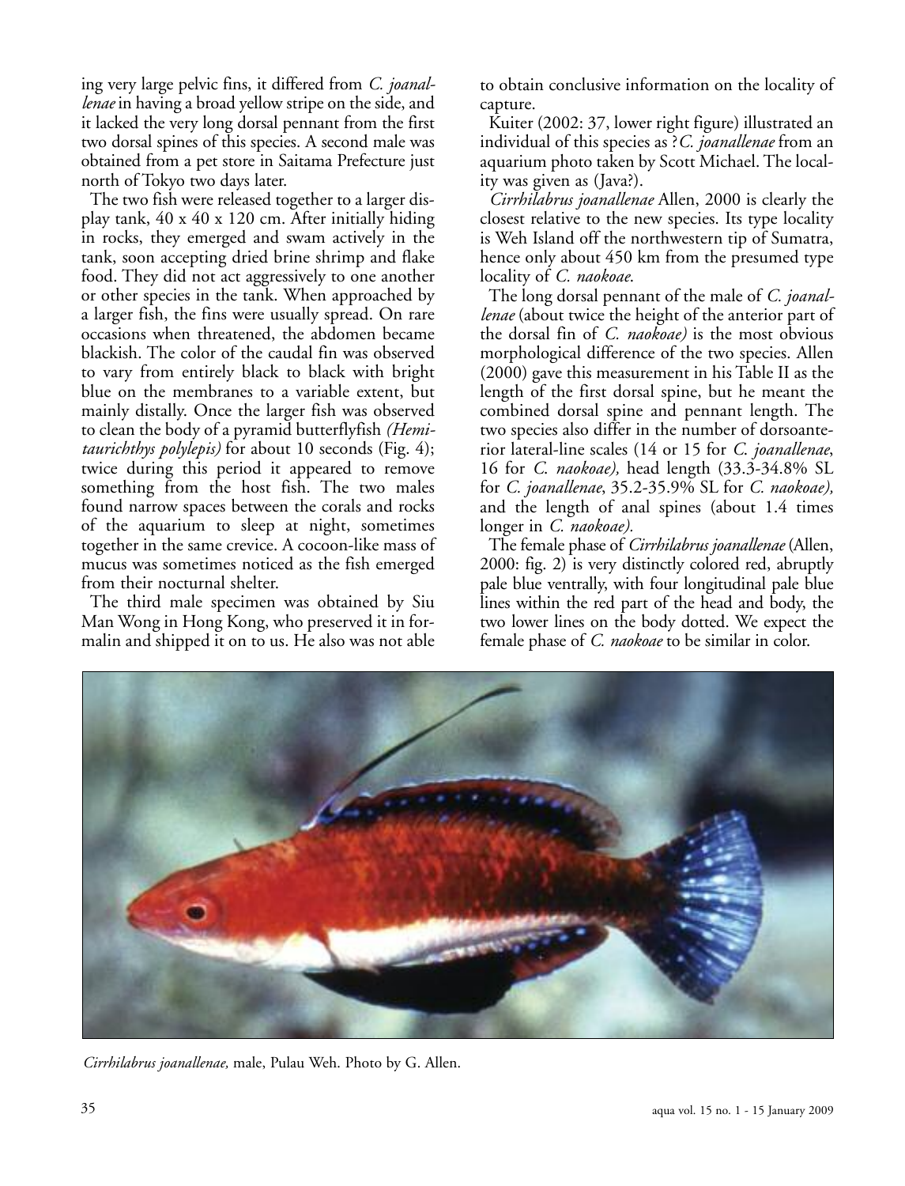ing very large pelvic fins, it differed from *C. joanallenae* in having a broad yellow stripe on the side, and it lacked the very long dorsal pennant from the first two dorsal spines of this species. A second male was obtained from a pet store in Saitama Prefecture just north of Tokyo two days later.

The two fish were released together to a larger display tank, 40 x 40 x 120 cm. After initially hiding in rocks, they emerged and swam actively in the tank, soon accepting dried brine shrimp and flake food. They did not act aggressively to one another or other species in the tank. When approached by a larger fish, the fins were usually spread. On rare occasions when threatened, the abdomen became blackish. The color of the caudal fin was observed to vary from entirely black to black with bright blue on the membranes to a variable extent, but mainly distally. Once the larger fish was observed to clean the body of a pyramid butterflyfish *(Hemitaurichthys polylepis)* for about 10 seconds (Fig. 4); twice during this period it appeared to remove something from the host fish. The two males found narrow spaces between the corals and rocks of the aquarium to sleep at night, sometimes together in the same crevice. A cocoon-like mass of mucus was sometimes noticed as the fish emerged from their nocturnal shelter.

The third male specimen was obtained by Siu Man Wong in Hong Kong, who preserved it in formalin and shipped it on to us. He also was not able to obtain conclusive information on the locality of capture.

Kuiter (2002: 37, lower right figure) illustrated an individual of this species as ?*C. joanallenae* from an aquarium photo taken by Scott Michael. The locality was given as (Java?).

*Cirrhilabrus joanallenae* Allen, 2000 is clearly the closest relative to the new species. Its type locality is Weh Island off the northwestern tip of Sumatra, hence only about 450 km from the presumed type locality of *C. naokoae*.

The long dorsal pennant of the male of *C. joanallenae* (about twice the height of the anterior part of the dorsal fin of *C. naokoae)* is the most obvious morphological difference of the two species. Allen (2000) gave this measurement in his Table II as the length of the first dorsal spine, but he meant the combined dorsal spine and pennant length. The two species also differ in the number of dorsoanterior lateral-line scales (14 or 15 for *C. joanallenae*, 16 for *C. naokoae),* head length (33.3-34.8% SL for *C. joanallenae*, 35.2-35.9% SL for *C. naokoae),* and the length of anal spines (about 1.4 times longer in *C. naokoae).*

The female phase of *Cirrhilabrus joanallenae* (Allen, 2000: fig. 2) is very distinctly colored red, abruptly pale blue ventrally, with four longitudinal pale blue lines within the red part of the head and body, the two lower lines on the body dotted. We expect the female phase of *C. naokoae* to be similar in color.

*Cirrhilabrus joanallenae,* male, Pulau Weh. Photo by G. Allen.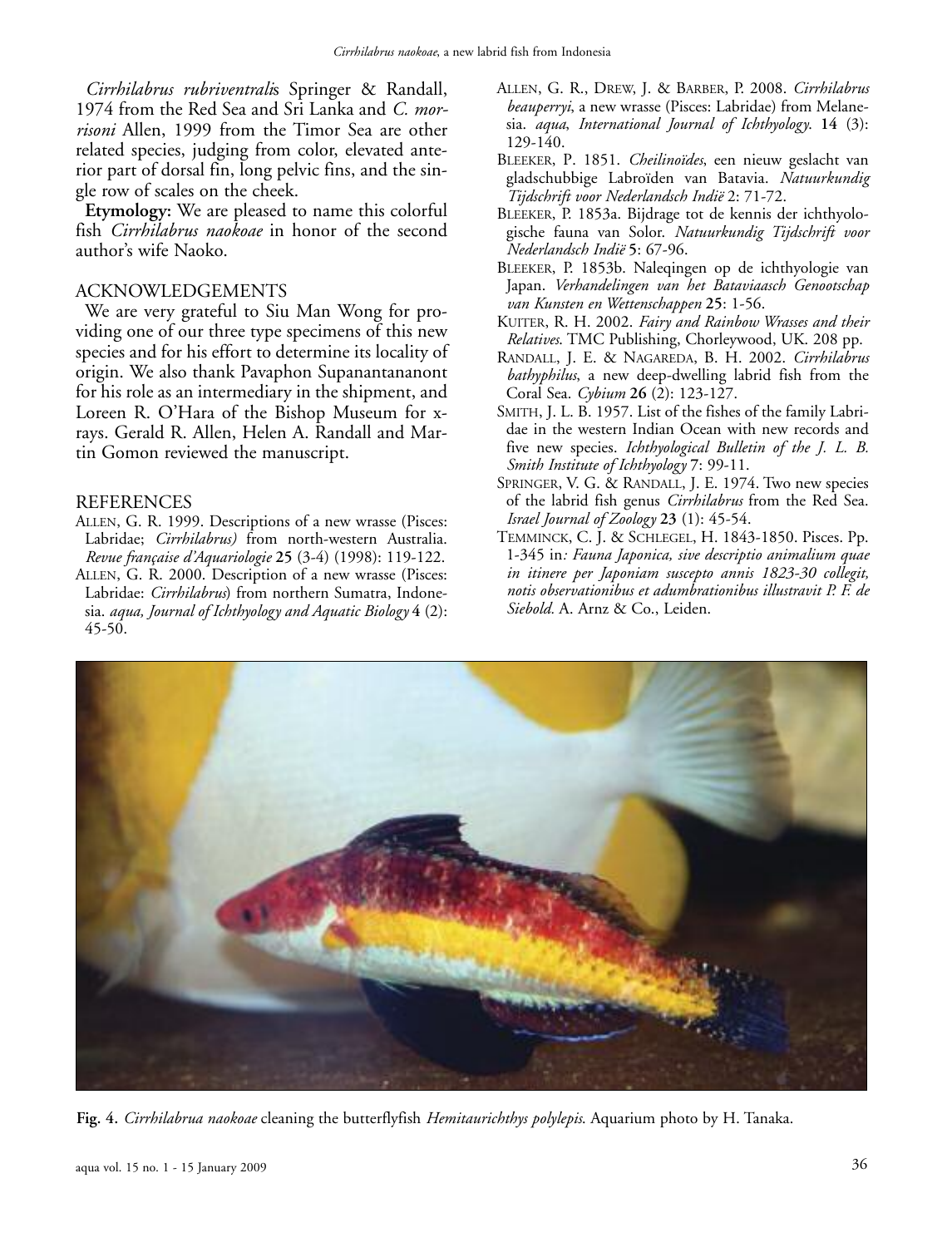*Cirrhilabrus rubriventralis* Springer & Randall, 1974 from the Red Sea and Sri Lanka and *C. morrisoni* Allen, 1999 from the Timor Sea are other related species, judging from color, elevated anterior part of dorsal fin, long pelvic fins, and the single row of scales on the cheek.

**Etymology:** We are pleased to name this colorful fish *Cirrhilabrus naokoae* in honor of the second author's wife Naoko.

## ACKNOWLEDGEMENTS

We are very grateful to Siu Man Wong for providing one of our three type specimens of this new species and for his effort to determine its locality of origin. We also thank Pavaphon Supanantananont for his role as an intermediary in the shipment, and Loreen R. O'Hara of the Bishop Museum for x-rays. Gerald R. Allen, Helen A. Randall and Martin Gomon reviewed the manuscript.

## REFERENCES

ALLEN, G. R. 1999. Descriptions of a new wrasse (Pisces: Labridae; *Cirrhilabrus)* from north-western Australia. *Revue française d'Aquariologie* **25** (3-4) (1998): 119-122.

ALLEN, G. R. 2000. Description of a new wrasse (Pisces: Labridae: *Cirrhilabrus*) from northern Sumatra, Indonesia. *aqua, Journal of Ichthyology and Aquatic Biology* **4** (2): 45-50.

ALLEN, G. R., DREW, J. & BARBER, P. 2008. *Cirrhilabrus beauperryi*, a new wrasse (Pisces: Labridae) from Melanesia. *aqua*, *International Journal of Ichthyology.* **14** (3): 129-140.

BLEEKER, P. 1851. *Cheilinoïdes*, een nieuw geslacht van gladschubbige Labroïden van Batavia. *Natuurkundig Tijdschrift voor Nederlandsch Indië* 2: 71-72.

BLEEKER, P. 1853a. Bijdrage tot de kennis der ichthyologische fauna van Solor. *Natuurkundig Tijdschrift voor Nederlandsch Indië* **5**: 67-96.

BLEEKER, P. 1853b. Naleqingen op de ichthyologie van Japan. *Verhandelingen van het Bataviaasch Genootschap van Kunsten en Wettenschappen* **25**: 1-56.

KUITER, R. H. 2002. *Fairy and Rainbow Wrasses and their Relatives*. TMC Publishing, Chorleywood, UK. 208 pp.

RANDALL, J. E. & NAGAREDA, B. H. 2002. *Cirrhilabrus bathyphilus*, a new deep-dwelling labrid fish from the Coral Sea. *Cybium* **26** (2): 123-127.

SMITH, J. L. B. 1957. List of the fishes of the family Labridae in the western Indian Ocean with new records and five new species. *Ichthyological Bulletin of the J. L. B. Smith Institute of Ichthyology* 7: 99-11.

SPRINGER, V. G. & RANDALL, J. E. 1974. Two new species of the labrid fish genus *Cirrhilabrus* from the Red Sea. *Israel Journal of Zoology* **23** (1): 45-54.

TEMMINCK, C. J. & SCHLEGEL, H. 1843-1850. Pisces. Pp. 1-345 in*: Fauna Japonica, sive descriptio animalium quae in itinere per Japoniam suscepto annis 1823-30 collegit, notis observationibus et adumbrationibus illustravit P. F. de Siebold.* A. Arnz & Co., Leiden.

**Fig. 4.** *Cirrhilabrua naokoae* cleaning the butterflyfish *Hemitaurichthys polylepis*. Aquarium photo by H. Tanaka.